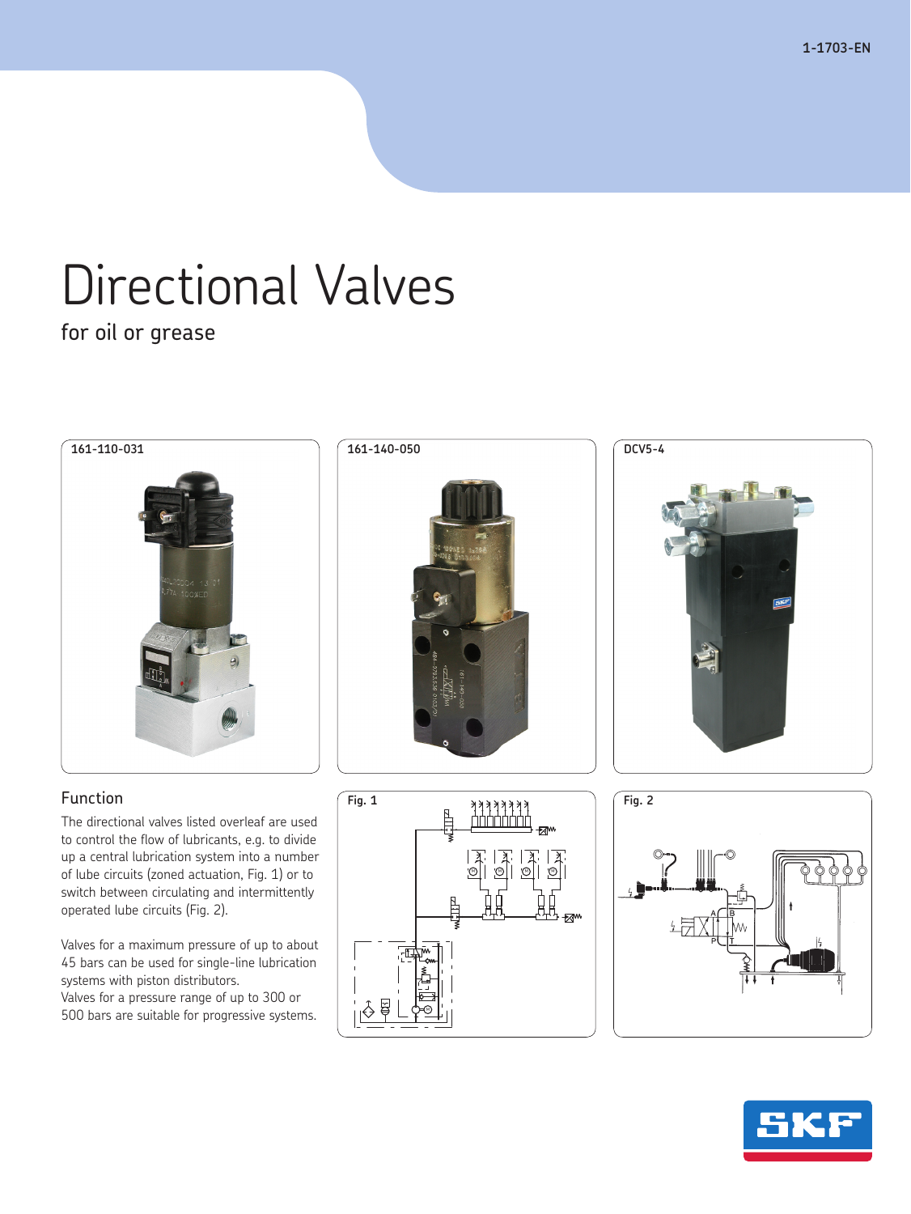1-1703-EN

# Directional Valves

for oil or grease

161-110-031

161-140-050

DCV5-4

## Function

The directional valves listed overleaf are used to control the flow of lubricants, e.g. to divide up a central lubrication system into a number of lube circuits (zoned actuation, Fig. 1) or to switch between circulating and intermittently operated lube circuits (Fig. 2).

Valves for a maximum pressure of up to about 45 bars can be used for single-line lubrication systems with piston distributors.
Valves for a pressure range of up to 300 or 500 bars are suitable for progressive systems.

Fig. 1

Fig. 2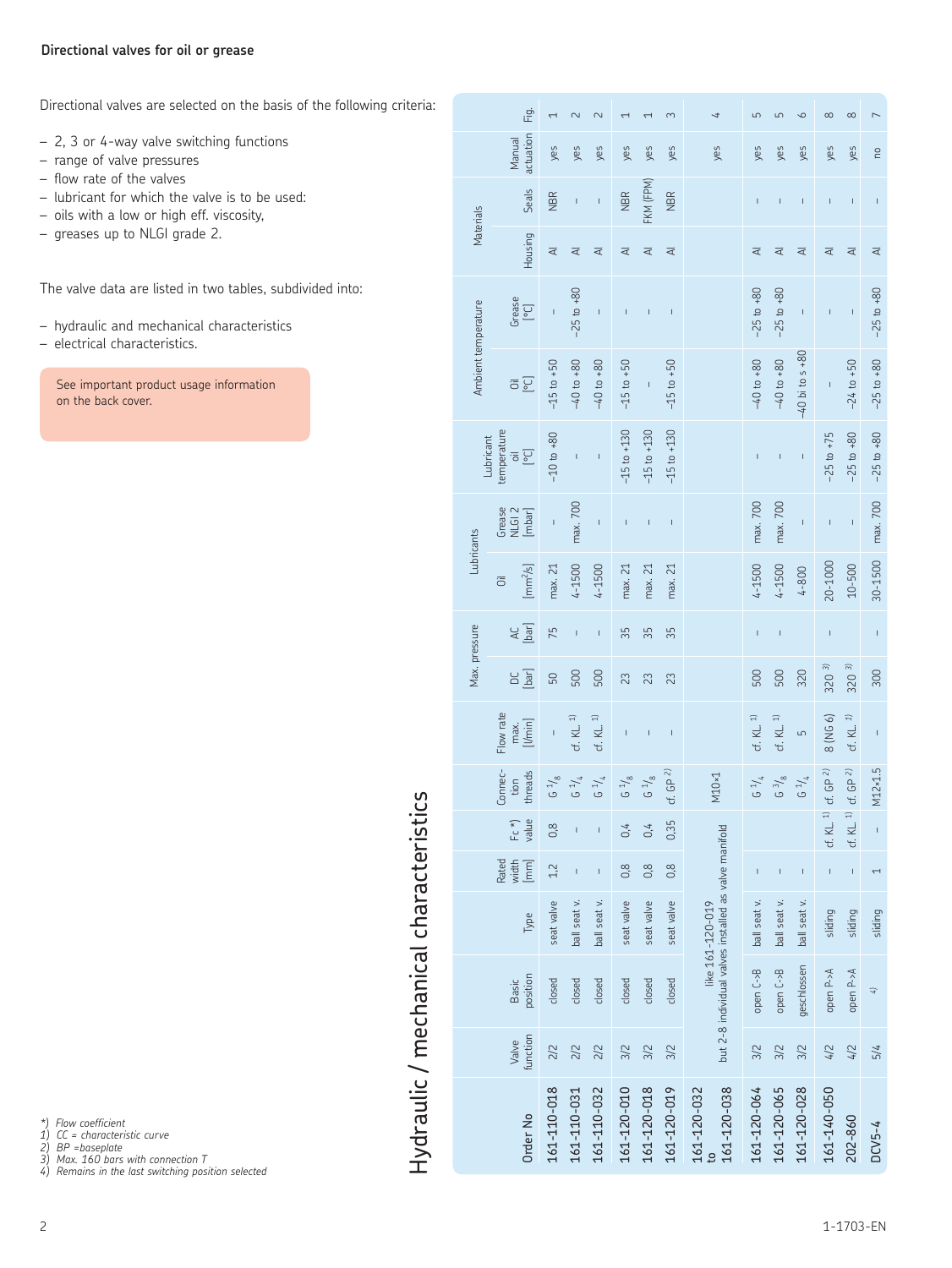## Directional valves for oil or grease

Directional valves are selected on the basis of the following criteria:

- 2, 3 or 4-way valve switching functions
- range of valve pressures
- flow rate of the valves
- lubricant for which the valve is to be used:
- oils with a low or high eff. viscosity,
- greases up to NLGI grade 2.

The valve data are listed in two tables, subdivided into:

- hydraulic and mechanical characteristics
- electrical characteristics.

See important product usage information on the back cover.

# Hydraulic / mechanical characteristics

| Order No | Valve function | Basic position | Type | Rated width [mm] | Fc *) value | Connection threads | Flow rate max. [l/min] | Max. pressure DC [bar] | Max. pressure AC [bar] | Lubricants Oil [mm²/s] | Lubricants Grease NLGI 2 [mbar] | Lubricant temperature oil [°C] | Ambient temperature Oil [°C] | Ambient temperature Grease [°C] | Materials Housing | Materials Seals | Manual actuation | Fig. |
|---|---|---|---|---|---|---|---|---|---|---|---|---|---|---|---|---|---|---|
| 161-110-018 | 2/2 | closed | seat valve | 1,2 | 0,8 | G 1/8 | – | 50 | 75 | max. 21 | – | –10 to +80 | –15 to +50 | – | Al | NBR | yes | 1 |
| 161-110-031 | 2/2 | closed | ball seat v. | – | – | G 1/4 | cf. KL. 1) | 500 | – | 4-1500 | max. 700 | – | –40 to +80 | –25 to +80 | Al | – | yes | 2 |
| 161-110-032 | 2/2 | closed | ball seat v. | – | – | G 1/4 | cf. KL. 1) | 500 | – | 4-1500 | – | – | –40 to +80 | – | Al | – | yes | 2 |
| 161-120-010 | 3/2 | closed | seat valve | 0,8 | 0,4 | G 1/8 | – | 23 | 35 | max. 21 | – | –15 to +130 | –15 to +50 | – | Al | NBR | yes | 1 |
| 161-120-018 | 3/2 | closed | seat valve | 0,8 | 0,4 | G 1/8 | – | 23 | 35 | max. 21 | – | –15 to +130 | – | – | Al | FKM (FPM) | yes | 1 |
| 161-120-019 | 3/2 | closed | seat valve | 0,8 | 0,35 | cf. GP 2) | – | 23 | 35 | max. 21 | – | –15 to +130 | –15 to +50 | – | Al | NBR | yes | 3 |
| 161-120-032 to 161-120-038 | like 161-120-019 but 2–8 individual valves installed as valve manifold | | | | | M10×1 | | | | | | | | | | | yes | 4 |
| 161-120-064 | 3/2 | open C->B | ball seat v. | – | | G 1/4 | cf. KL. 1) | 500 | – | 4-1500 | max. 700 | – | –40 to +80 | –25 to +80 | Al | – | yes | 5 |
| 161-120-065 | 3/2 | open C->B | ball seat v. | – | | G 3/8 | cf. KL. 1) | 500 | – | 4-1500 | max. 700 | – | –40 to +80 | –25 to +80 | Al | – | yes | 5 |
| 161-120-028 | 3/2 | geschlossen | ball seat v. | – | | G 1/4 | 5 | 320 | – | 4-800 | – | – | –40 bi to s +80 | – | Al | – | yes | 6 |
| 161-140-050 | 4/2 | open P->A | sliding | – | cf. KL. 1) | cf. GP 2) | 8 (NG 6) | 320 3) | – | 20-1000 | – | –25 to +75 | – | – | Al | – | yes | 8 |
| 202-860 | 4/2 | open P->A | sliding | – | cf. KL. 1) | cf. GP 2) | cf. KL. 1) | 320 3) | | 10-500 | – | –25 to +80 | –24 to +50 | – | Al | – | yes | 8 |
| DCV5-4 | 5/4 | 4) | sliding | 1 | – | M12×1.5 | – | 300 | – | 30-1500 | max. 700 | –25 to +80 | –25 to +80 | –25 to +80 | Al | – | no | 7 |

*) Flow coefficient
1) CC = characteristic curve
2) BP =baseplate
3) Max. 160 bars with connection T
4) Remains in the last switching position selected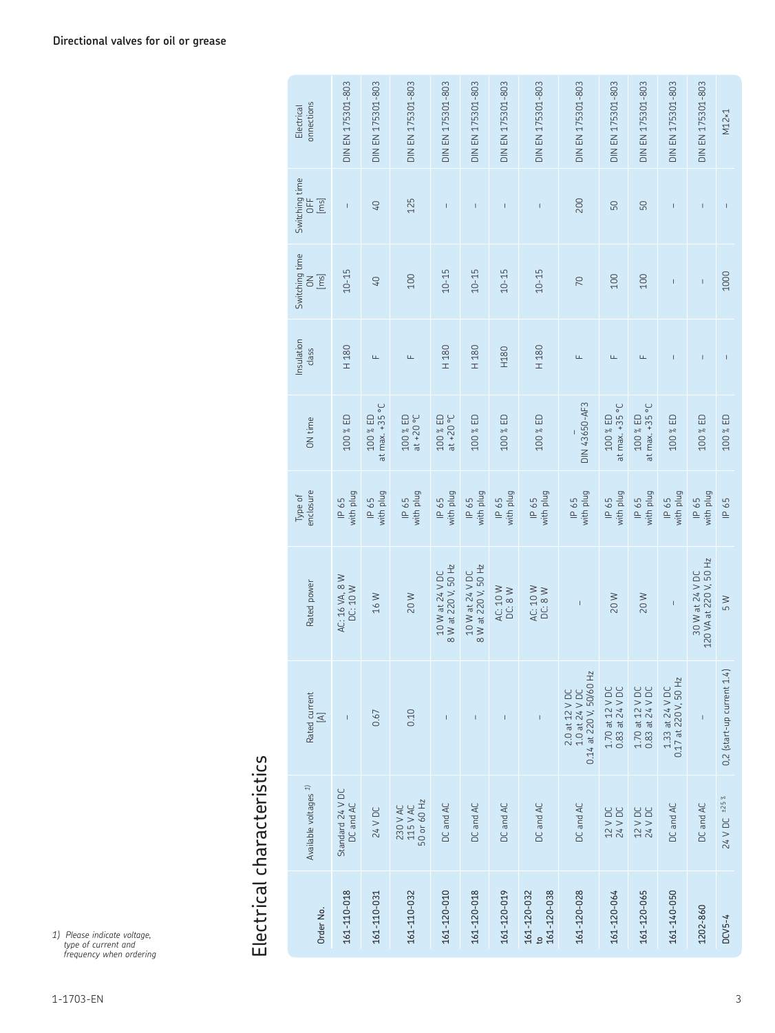## Directional valves for oil or grease

# Electrical characteristics

| Order No. | Available voltages [1] | Rated current [A] | Rated power | Type of enclosure | ON time | Insulation class | Switching time ON [ms] | Switching time OFF [ms] | Electrical onnections |
|---|---|---|---|---|---|---|---|---|---|
| 161-110-018 | Standard 24 V DC DC and AC | – | AC: 16 VA, 8 W DC: 10 W | IP 65 with plug | 100 % ED | H 180 | 10–15 | – | DIN EN 175301-803 |
| 161-110-031 | 24 V DC | 0.67 | 16 W | IP 65 with plug | 100 % ED at max. +35 °C | F | 40 | 40 | DIN EN 175301-803 |
| 161-110-032 | 230 V AC 115 V AC 50 or 60 Hz | 0.10 | 20 W | IP 65 with plug | 100 % ED at +20 °C | F | 100 | 125 | DIN EN 175301-803 |
| 161-120-010 | DC and AC | – | 10 W at 24 V DC 8 W at 220 V, 50 Hz | IP 65 with plug | 100 % ED at +20 °C | H 180 | 10–15 | – | DIN EN 175301-803 |
| 161-120-018 | DC and AC | – | 10 W at 24 V DC 8 W at 220 V, 50 Hz | IP 65 with plug | 100 % ED | H 180 | 10–15 | – | DIN EN 175301-803 |
| 161-120-019 | DC and AC | – | AC: 10 W DC: 8 W | IP 65 with plug | 100 % ED | H180 | 10–15 | – | DIN EN 175301-803 |
| 161-120-032 to 161-120-038 | DC and AC | – | AC: 10 W DC: 8 W | IP 65 with plug | 100 % ED | H 180 | 10–15 | – | DIN EN 175301-803 |
| 161-120-028 | DC and AC | 2.0 at 12 V DC 1.0 at 24 V DC 0.14 at 220 V, 50/60 Hz | – | IP 65 with plug | – DIN 43650-AF3 | F | 70 | 200 | DIN EN 175301-803 |
| 161-120-064 | 12 V DC 24 V DC | 1.70 at 12 V DC 0.83 at 24 V DC | 20 W | IP 65 with plug | 100 % ED at max. +35 °C | F | 100 | 50 | DIN EN 175301-803 |
| 161-120-065 | 12 V DC 24 V DC | 1.70 at 12 V DC 0.83 at 24 V DC | 20 W | IP 65 with plug | 100 % ED at max. +35 °C | F | 100 | 50 | DIN EN 175301-803 |
| 161-140-050 | DC and AC | 1.33 at 24 V DC 0.17 at 220 V, 50 Hz | – | IP 65 with plug | 100 % ED | – | – | – | DIN EN 175301-803 |
| 1202-860 | DC and AC | – | 30 W at 24 V DC 120 VA at 220 V, 50 Hz | IP 65 with plug | 100 % ED | – | – | – | DIN EN 175301-803 |
| DCV5-4 | 24 V DC $^{\pm 25\,\%}$ | 0,2 (start-up current 1.4) | 5 W | IP 65 | 100 % ED | – | 1000 | – | M12×1 |

*1) Please indicate voltage, type of current and frequency when ordering*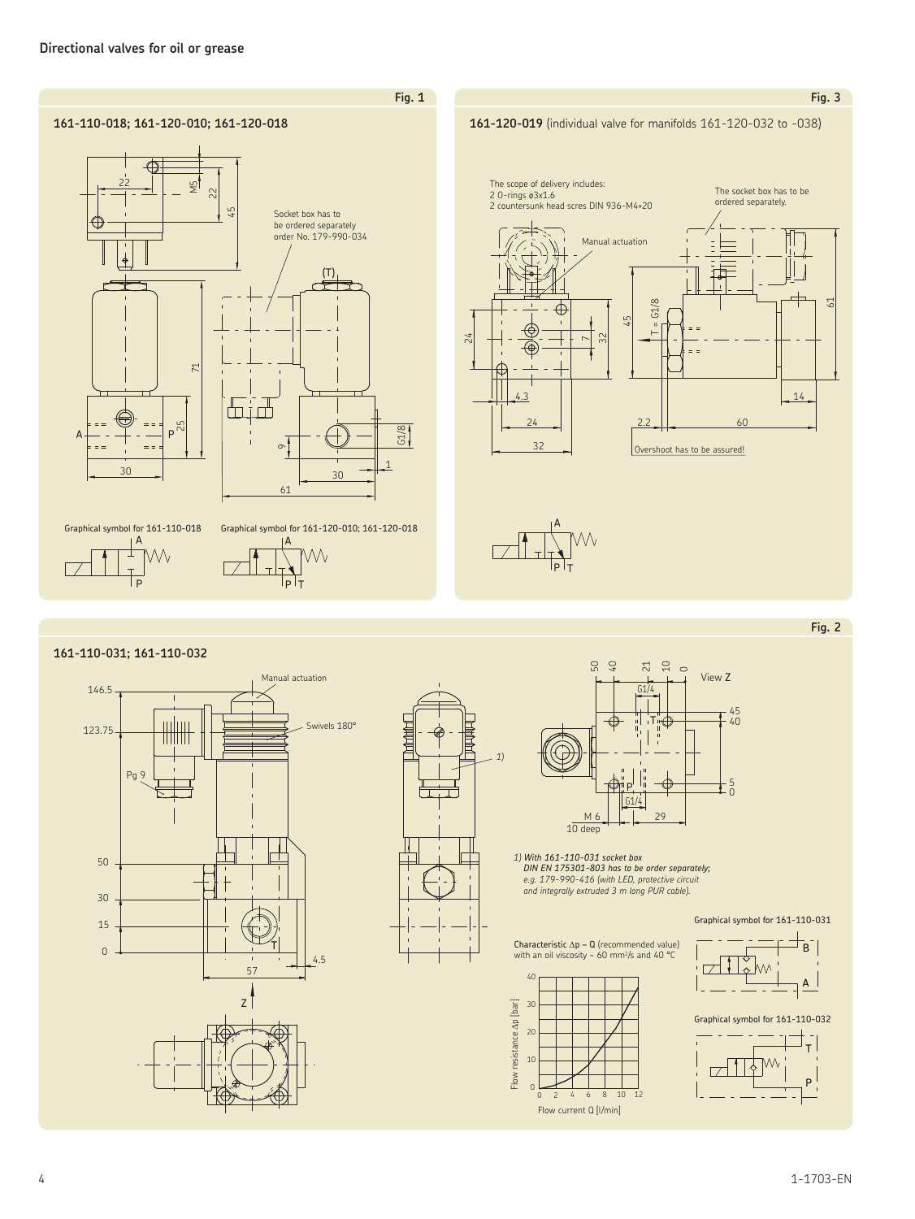## Directional valves for oil or grease

**Fig. 1**

**161-110-018; 161-120-010; 161-120-018**

Socket box has to be ordered separately order No. 179-990-034

Graphical symbol for 161-110-018

Graphical symbol for 161-120-010; 161-120-018

**Fig. 3**

**161-120-019** (individual valve for manifolds 161-120-032 to -038)

The scope of delivery includes:
2 O-rings ø3x1.6
2 countersunk head scres DIN 936-M4×20

The socket box has to be ordered separately.

Manual actuation

Overshoot has to be assured!

**Fig. 2**

**161-110-031; 161-110-032**

Manual actuation

Swivels 180°

View Z

*1) With 161-110-031 socket box DIN EN 175301-803 has to be order separately; e.g. 179-990-416 (with LED, protective circuit and integrally extruded 3 m long PUR cable).*

Graphical symbol for 161-110-031

Graphical symbol for 161-110-032

Characteristic Δp – Q (recommended value) with an oil viscosity ~ 60 mm²/s and 40 °C

Flow resistance Δp [bar]

Flow current Q [l/min]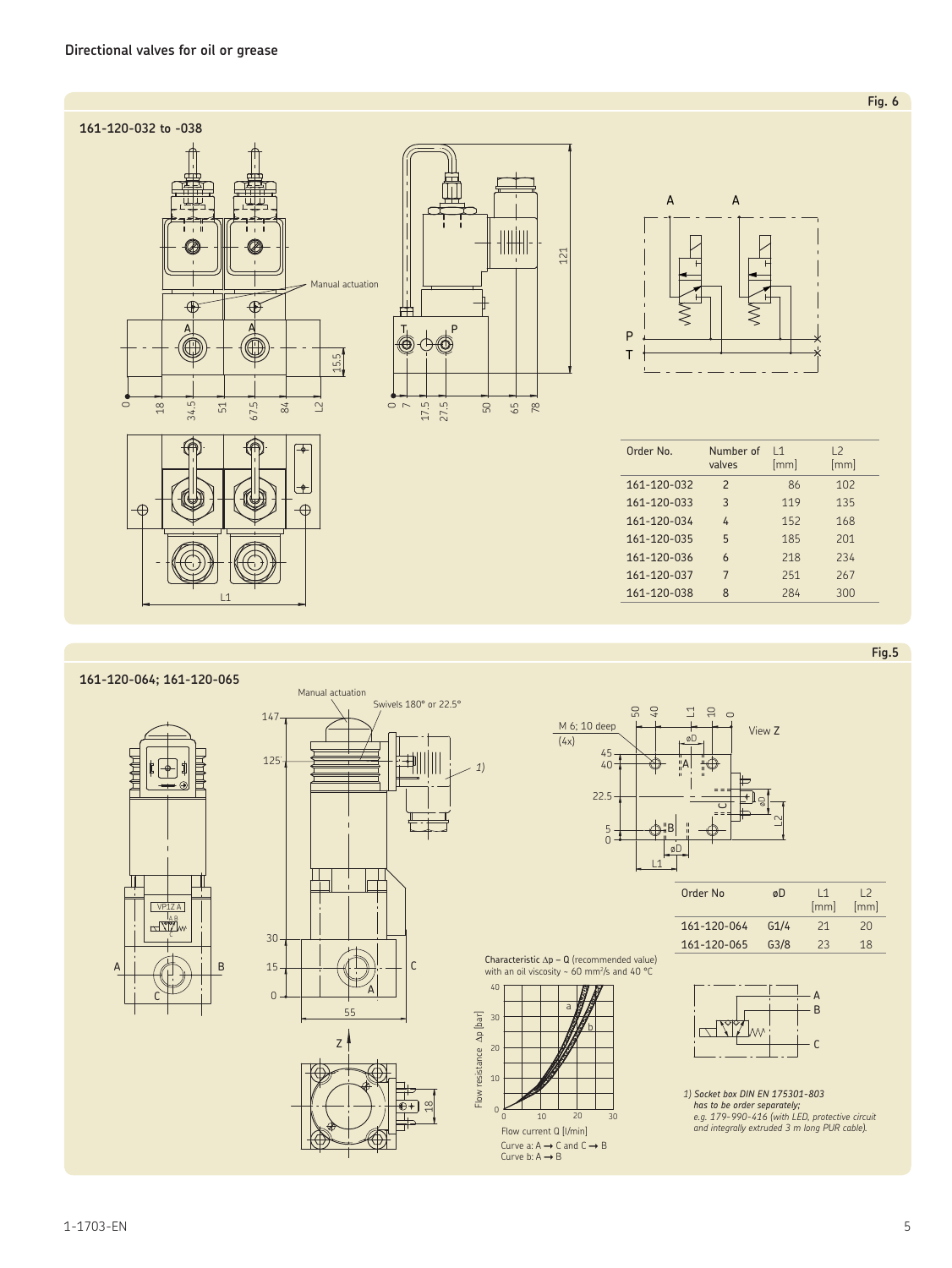## Directional valves for oil or grease

Fig. 6

### 161-120-032 to -038

Manual actuation

| Order No. | Number of valves | L1 [mm] | L2 [mm] |
|---|---|---|---|
| 161-120-032 | 2 | 86 | 102 |
| 161-120-033 | 3 | 119 | 135 |
| 161-120-034 | 4 | 152 | 168 |
| 161-120-035 | 5 | 185 | 201 |
| 161-120-036 | 6 | 218 | 234 |
| 161-120-037 | 7 | 251 | 267 |
| 161-120-038 | 8 | 284 | 300 |

Fig.5

### 161-120-064; 161-120-065

Manual actuation

Swivels 180° or 22.5°

M 6; 10 deep (4x)

View Z

| Order No | øD | L1 [mm] | L2 [mm] |
|---|---|---|---|
| 161-120-064 | G1/4 | 21 | 20 |
| 161-120-065 | G3/8 | 23 | 18 |

Characteristic $\Delta p - Q$ (recommended value) with an oil viscosity ~ 60 mm²/s and 40 °C

Flow resistance $\Delta p$ [bar]

Flow current Q [l/min]

Curve a: A → C and C → B
Curve b: A → B

*1) Socket box DIN EN 175301-803 has to be order separately; e.g. 179-990-416 (with LED, protective circuit and integrally extruded 3 m long PUR cable).*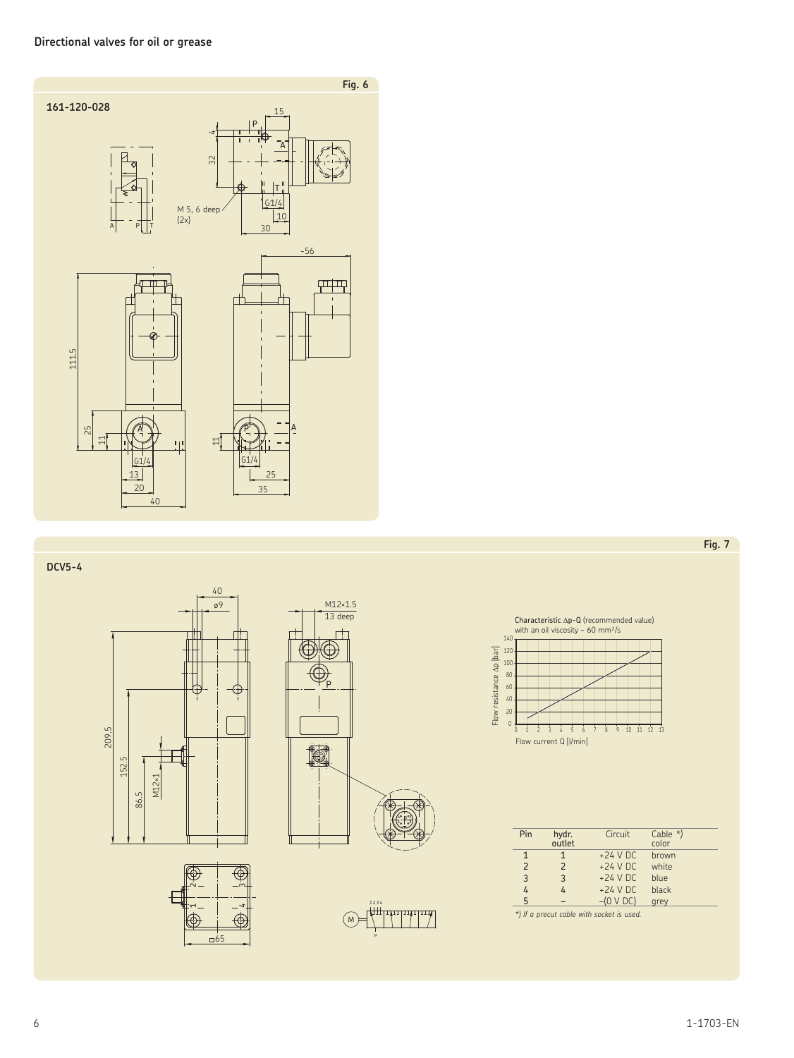**Directional valves for oil or grease**

**Fig. 6**

**161-120-028**

**Fig. 7**

**DCV5-4**

Characteristic Δp-Q (recommended value)
with an oil viscosity ~ 60 mm²/s

| Pin | hydr. outlet | Circuit | Cable *) color |
|---|---|---|---|
| 1 | 1 | +24 V DC | brown |
| 2 | 2 | +24 V DC | white |
| 3 | 3 | +24 V DC | blue |
| 4 | 4 | +24 V DC | black |
| 5 | – | –(0 V DC) | grey |

*\*) If a precut cable with socket is used.*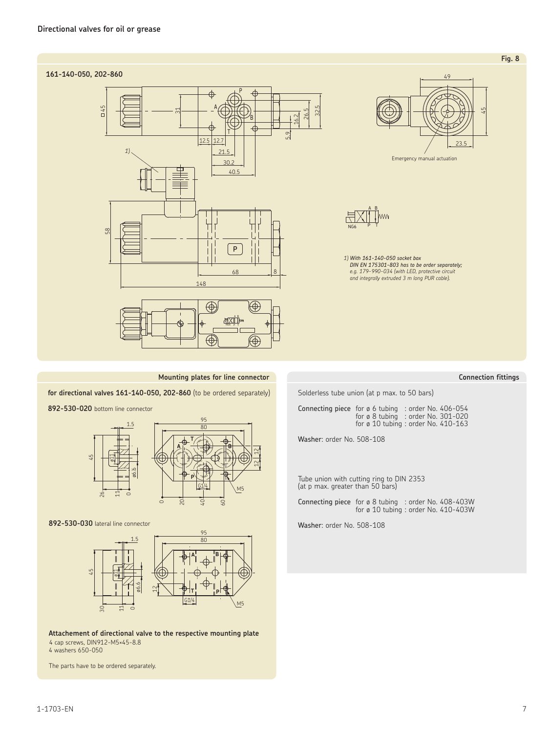## Directional valves for oil or grease

Fig. 8

**161-140-050, 202-860**

Emergency manual actuation

*1) With 161-140-050 socket box DIN EN 175301-803 has to be order separately; e.g. 179-990-034 (with LED, protective circuit and integrally extruded 3 m long PUR cable).*

### Mounting plates for line connector

**for directional valves 161-140-050, 202-860** (to be ordered separately)

**892-530-020** bottom line connector

**892-530-030** lateral line connector

**Attachement of directional valve to the respective mounting plate**
4 cap screws, DIN912-M5×45-8.8
4 washers 650-050

The parts have to be ordered separately.

### Connection fittings

Solderless tube union (at p max. to 50 bars)

**Connecting piece** for ø 6 tubing : order No. 406-054
for ø 8 tubing : order No. 301-020
for ø 10 tubing : order No. 410-163

**Washer**: order No. 508-108

Tube union with cutting ring to DIN 2353
(at p max. greater than 50 bars)

**Connecting piece** for ø 8 tubing : order No. 408-403W
for ø 10 tubing : order No. 410-403W

**Washer**: order No. 508-108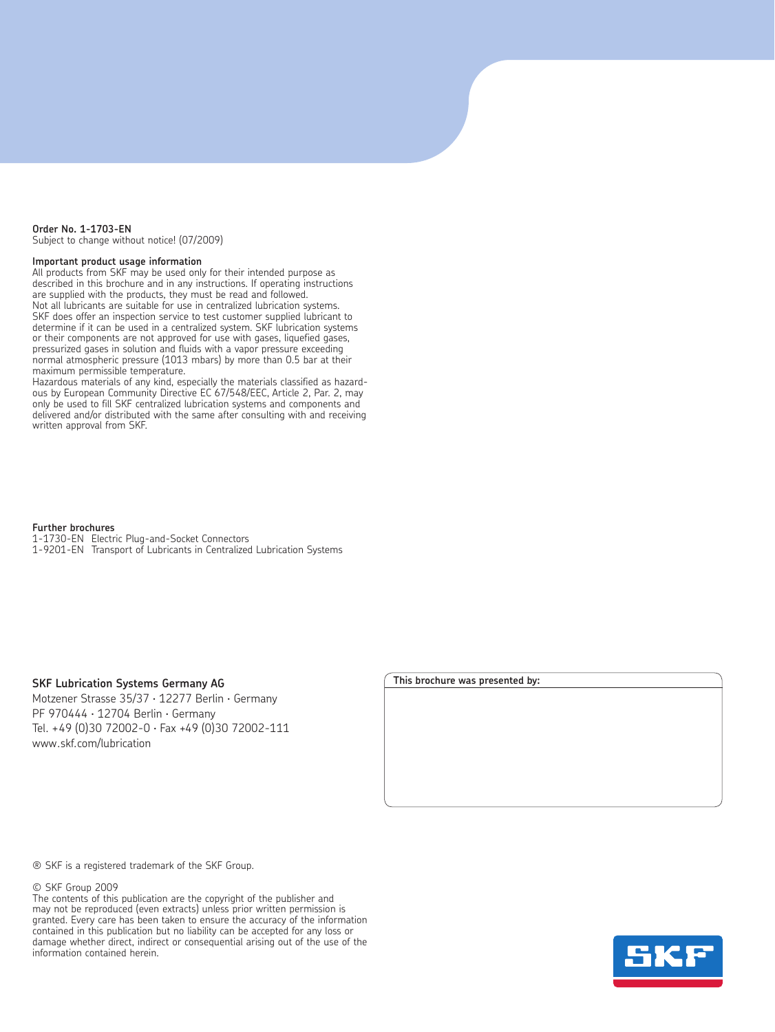**Order No. 1-1703-EN**
Subject to change without notice! (07/2009)

**Important product usage information**
All products from SKF may be used only for their intended purpose as described in this brochure and in any instructions. If operating instructions are supplied with the products, they must be read and followed.
Not all lubricants are suitable for use in centralized lubrication systems. SKF does offer an inspection service to test customer supplied lubricant to determine if it can be used in a centralized system. SKF lubrication systems or their components are not approved for use with gases, liquefied gases, pressurized gases in solution and fluids with a vapor pressure exceeding normal atmospheric pressure (1013 mbars) by more than 0.5 bar at their maximum permissible temperature.
Hazardous materials of any kind, especially the materials classified as hazardous by European Community Directive EC 67/548/EEC, Article 2, Par. 2, may only be used to fill SKF centralized lubrication systems and components and delivered and/or distributed with the same after consulting with and receiving written approval from SKF.

**Further brochures**
1-1730-EN Electric Plug-and-Socket Connectors
1-9201-EN Transport of Lubricants in Centralized Lubrication Systems

**SKF Lubrication Systems Germany AG**
Motzener Strasse 35/37 · 12277 Berlin · Germany
PF 970444 · 12704 Berlin · Germany
Tel. +49 (0)30 72002-0 · Fax +49 (0)30 72002-111
www.skf.com/lubrication

**This brochure was presented by:**

® SKF is a registered trademark of the SKF Group.

© SKF Group 2009
The contents of this publication are the copyright of the publisher and may not be reproduced (even extracts) unless prior written permission is granted. Every care has been taken to ensure the accuracy of the information contained in this publication but no liability can be accepted for any loss or damage whether direct, indirect or consequential arising out of the use of the information contained herein.

SKF